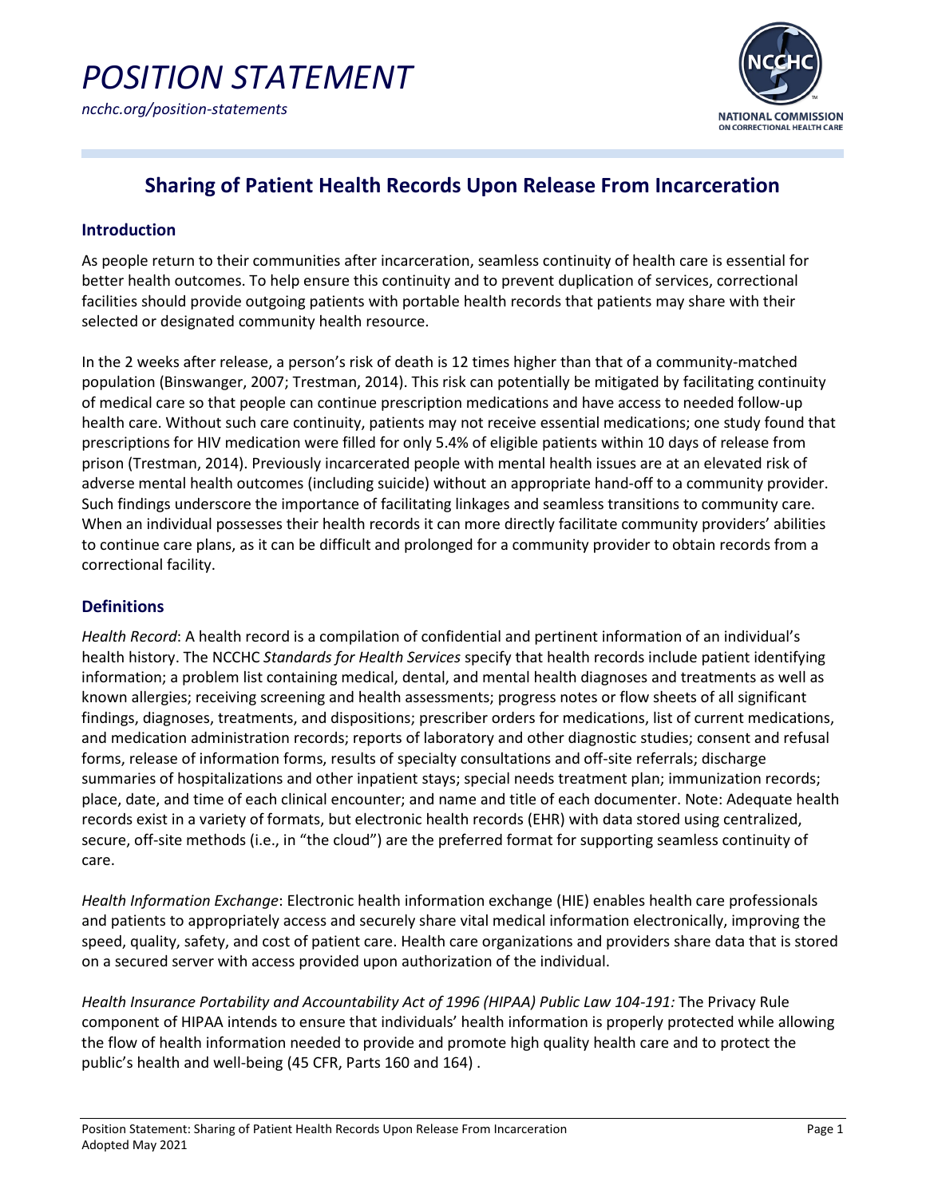# POSITION STATEMENT

*ncchc.org/position-statements*

## Sharing of Patient Health Records Upon Release From Incarceration

### Introduction

As people return to their communities after incarceration, seamless continuity of health care is essential for better health outcomes. To help ensure this continuity and to prevent duplication of services, correctional facilities should provide outgoing patients with portable health records that patients may share with their selected or designated community health resource.

In the 2 weeks after release, a person's risk of death is 12 times higher than that of a community-matched population (Binswanger, 2007; Trestman, 2014). This risk can potentially be mitigated by facilitating continuity of medical care so that people can continue prescription medications and have access to needed follow-up health care. Without such care continuity, patients may not receive essential medications; one study found that prescriptions for HIV medication were filled for only 5.4% of eligible patients within 10 days of release from prison (Trestman, 2014). Previously incarcerated people with mental health issues are at an elevated risk of adverse mental health outcomes (including suicide) without an appropriate hand-off to a community provider. Such findings underscore the importance of facilitating linkages and seamless transitions to community care. When an individual possesses their health records it can more directly facilitate community providers' abilities to continue care plans, as it can be difficult and prolonged for a community provider to obtain records from a correctional facility.

### Definitions

*Health Record*: A health record is a compilation of confidential and pertinent information of an individual's health history. The NCCHC *Standards for Health Services* specify that health records include patient identifying information; a problem list containing medical, dental, and mental health diagnoses and treatments as well as known allergies; receiving screening and health assessments; progress notes or flow sheets of all significant findings, diagnoses, treatments, and dispositions; prescriber orders for medications, list of current medications, and medication administration records; reports of laboratory and other diagnostic studies; consent and refusal forms, release of information forms, results of specialty consultations and off-site referrals; discharge summaries of hospitalizations and other inpatient stays; special needs treatment plan; immunization records; place, date, and time of each clinical encounter; and name and title of each documenter. Note: Adequate health records exist in a variety of formats, but electronic health records (EHR) with data stored using centralized, secure, off-site methods (i.e., in "the cloud") are the preferred format for supporting seamless continuity of care.

*Health Information Exchange*: Electronic health information exchange (HIE) enables health care professionals and patients to appropriately access and securely share vital medical information electronically, improving the speed, quality, safety, and cost of patient care. Health care organizations and providers share data that is stored on a secured server with access provided upon authorization of the individual.

*Health Insurance Portability and Accountability Act of 1996 (HIPAA) Public Law 104-191:* The Privacy Rule component of HIPAA intends to ensure that individuals' health information is properly protected while allowing the flow of health information needed to provide and promote high quality health care and to protect the public's health and well-being (45 CFR, Parts 160 and 164) .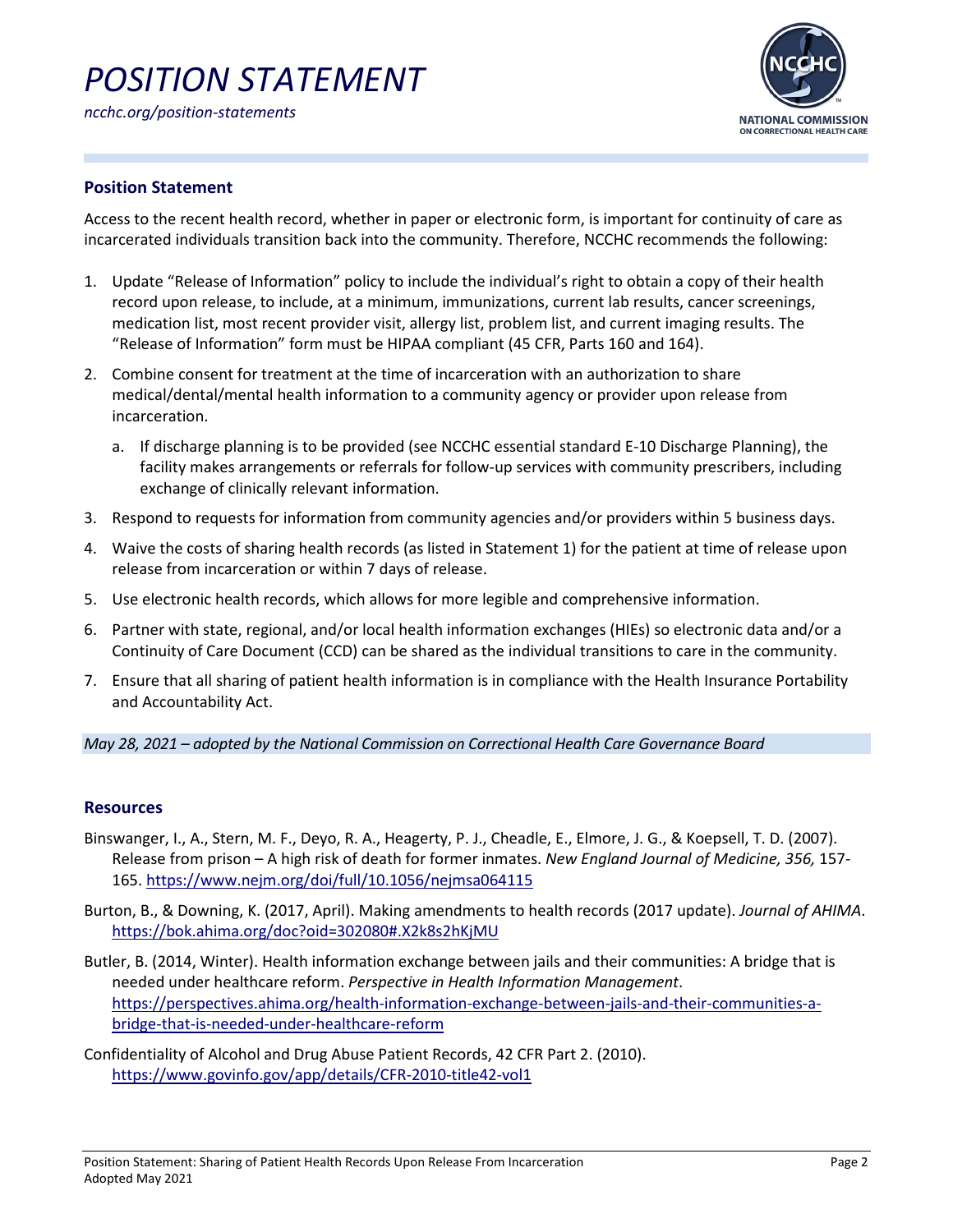# POSITION STATEMENT

*ncchc.org/position-statements*

## Position Statement

Access to the recent health record, whether in paper or electronic form, is important for continuity of care as incarcerated individuals transition back into the community. Therefore, NCCHC recommends the following:

1. Update "Release of Information" policy to include the individual's right to obtain a copy of their health record upon release, to include, at a minimum, immunizations, current lab results, cancer screenings, medication list, most recent provider visit, allergy list, problem list, and current imaging results. The "Release of Information" form must be HIPAA compliant (45 CFR, Parts 160 and 164).
2. Combine consent for treatment at the time of incarceration with an authorization to share medical/dental/mental health information to a community agency or provider upon release from incarceration.
   a. If discharge planning is to be provided (see NCCHC essential standard E-10 Discharge Planning), the facility makes arrangements or referrals for follow-up services with community prescribers, including exchange of clinically relevant information.
3. Respond to requests for information from community agencies and/or providers within 5 business days.
4. Waive the costs of sharing health records (as listed in Statement 1) for the patient at time of release upon release from incarceration or within 7 days of release.
5. Use electronic health records, which allows for more legible and comprehensive information.
6. Partner with state, regional, and/or local health information exchanges (HIEs) so electronic data and/or a Continuity of Care Document (CCD) can be shared as the individual transitions to care in the community.
7. Ensure that all sharing of patient health information is in compliance with the Health Insurance Portability and Accountability Act.

*May 28, 2021 – adopted by the National Commission on Correctional Health Care Governance Board*

## Resources

Binswanger, I., A., Stern, M. F., Deyo, R. A., Heagerty, P. J., Cheadle, E., Elmore, J. G., & Koepsell, T. D. (2007). Release from prison – A high risk of death for former inmates. *New England Journal of Medicine, 356,* 157-165. https://www.nejm.org/doi/full/10.1056/nejmsa064115

Burton, B., & Downing, K. (2017, April). Making amendments to health records (2017 update). *Journal of AHIMA*. https://bok.ahima.org/doc?oid=302080#.X2k8s2hKjMU

Butler, B. (2014, Winter). Health information exchange between jails and their communities: A bridge that is needed under healthcare reform. *Perspective in Health Information Management*. https://perspectives.ahima.org/health-information-exchange-between-jails-and-their-communities-a-bridge-that-is-needed-under-healthcare-reform

Confidentiality of Alcohol and Drug Abuse Patient Records, 42 CFR Part 2. (2010). https://www.govinfo.gov/app/details/CFR-2010-title42-vol1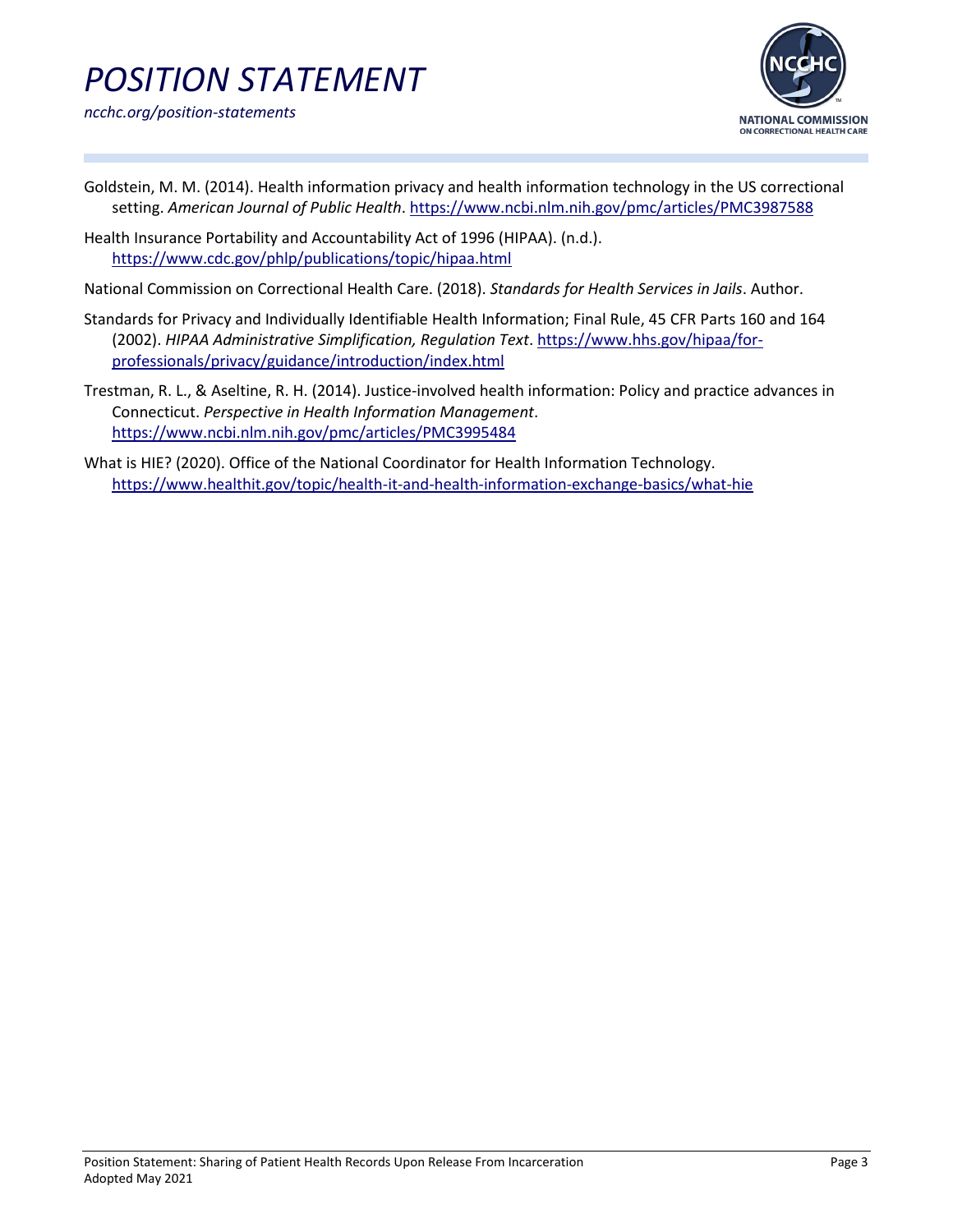Goldstein, M. M. (2014). Health information privacy and health information technology in the US correctional setting. *American Journal of Public Health*. https://www.ncbi.nlm.nih.gov/pmc/articles/PMC3987588

Health Insurance Portability and Accountability Act of 1996 (HIPAA). (n.d.). https://www.cdc.gov/phlp/publications/topic/hipaa.html

National Commission on Correctional Health Care. (2018). *Standards for Health Services in Jails*. Author.

Standards for Privacy and Individually Identifiable Health Information; Final Rule, 45 CFR Parts 160 and 164 (2002). *HIPAA Administrative Simplification, Regulation Text*. https://www.hhs.gov/hipaa/for-professionals/privacy/guidance/introduction/index.html

Trestman, R. L., & Aseltine, R. H. (2014). Justice-involved health information: Policy and practice advances in Connecticut. *Perspective in Health Information Management*. https://www.ncbi.nlm.nih.gov/pmc/articles/PMC3995484

What is HIE? (2020). Office of the National Coordinator for Health Information Technology. https://www.healthit.gov/topic/health-it-and-health-information-exchange-basics/what-hie